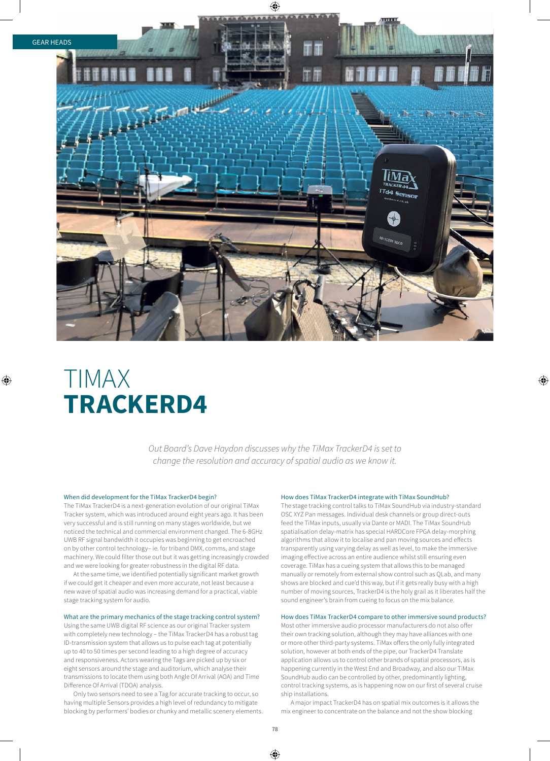# TIMAX TRACKERD4

*Out Board's Dave Haydon discusses why the TiMax TrackerD4 is set to change the resolution and accuracy of spatial audio as we know it.*

### When did development for the TiMax TrackerD4 begin?

The TiMax TrackerD4 is a next-generation evolution of our original TiMax Tracker system, which was introduced around eight years ago. It has been very successful and is still running on many stages worldwide, but we noticed the technical and commercial environment changed. The 6-8GHz UWB RF signal bandwidth it occupies was beginning to get encroached on by other control technology– ie. for triband DMX, comms, and stage machinery. We could filter those out but it was getting increasingly crowded and we were looking for greater robustness in the digital RF data.

At the same time, we identified potentially significant market growth if we could get it cheaper and even more accurate, not least because a new wave of spatial audio was increasing demand for a practical, viable stage tracking system for audio.

### What are the primary mechanics of the stage tracking control system?

Using the same UWB digital RF science as our original Tracker system with completely new technology – the TiMax TrackerD4 has a robust tag ID-transmission system that allows us to pulse each tag at potentially up to 40 to 50 times per second leading to a high degree of accuracy and responsiveness. Actors wearing the Tags are picked up by six or eight sensors around the stage and auditorium, which analyse their transmissions to locate them using both Angle Of Arrival (AOA) and Time Difference Of Arrival (TDOA) analysis.

Only two sensors need to see a Tag for accurate tracking to occur, so having multiple Sensors provides a high level of redundancy to mitigate blocking by performers' bodies or chunky and metallic scenery elements.

### How does TiMax TrackerD4 integrate with TiMax SoundHub?

The stage tracking control talks to TiMax SoundHub via industry-standard OSC XYZ Pan messages. Individual desk channels or group direct-outs feed the TiMax inputs, usually via Dante or MADI. The TiMax SoundHub spatialisation delay-matrix has special HARDCore FPGA delay-morphing algorithms that allow it to localise and pan moving sources and effects transparently using varying delay as well as level, to make the immersive imaging effective across an entire audience whilst still ensuring even coverage. TiMax has a cueing system that allows this to be managed manually or remotely from external show control such as QLab, and many shows are blocked and cue'd this way, but if it gets really busy with a high number of moving sources, TrackerD4 is the holy grail as it liberates half the sound engineer's brain from cueing to focus on the mix balance.

### How does TiMax TrackerD4 compare to other immersive sound products?

Most other immersive audio processor manufacturers do not also offer their own tracking solution, although they may have alliances with one or more other third-party systems. TiMax offers the only fully integrated solution, however at both ends of the pipe, our TrackerD4 Translate application allows us to control other brands of spatial processors, as is happening currently in the West End and Broadway, and also our TiMax SoundHub audio can be controlled by other, predominantly lighting, control tracking systems, as is happening now on our first of several cruise ship installations.

A major impact TrackerD4 has on spatial mix outcomes is it allows the mix engineer to concentrate on the balance and not the show blocking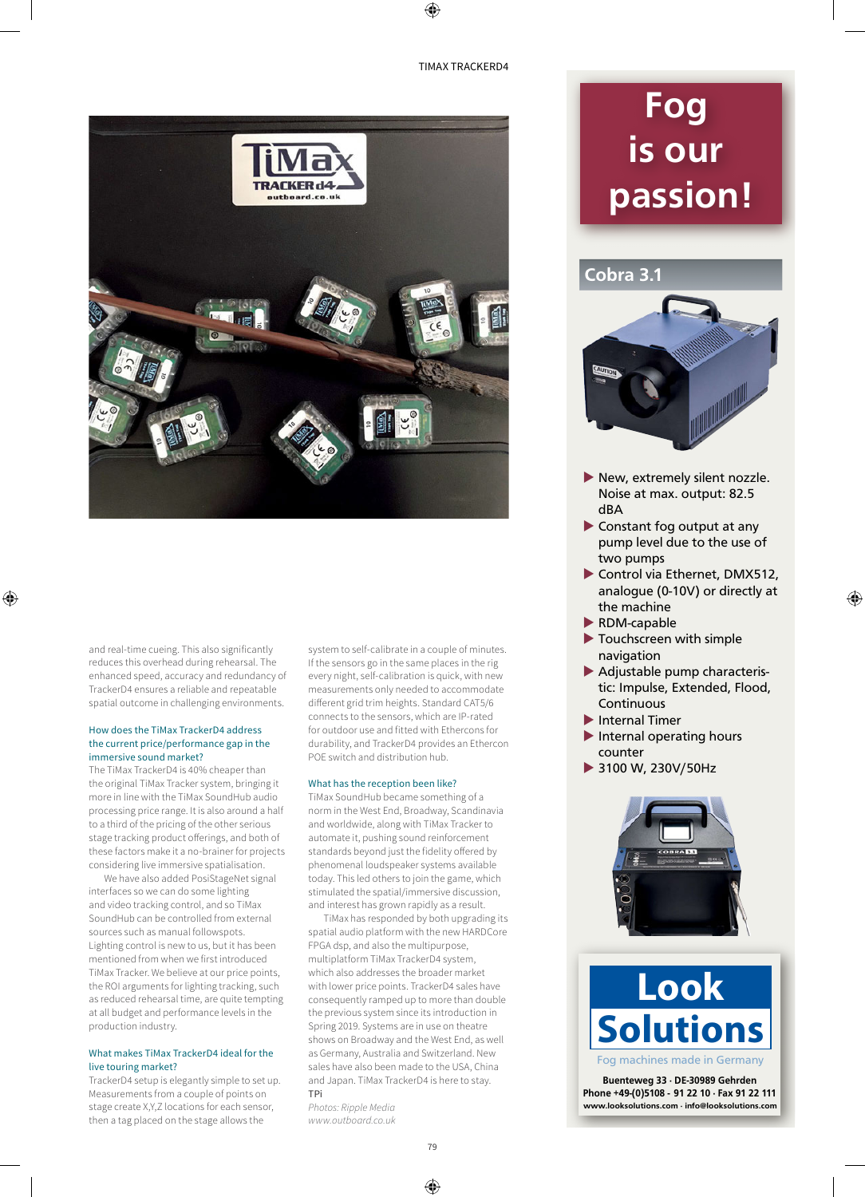and real-time cueing. This also significantly reduces this overhead during rehearsal. The enhanced speed, accuracy and redundancy of TrackerD4 ensures a reliable and repeatable spatial outcome in challenging environments.

### How does the TiMax TrackerD4 address the current price/performance gap in the immersive sound market?

The TiMax TrackerD4 is 40% cheaper than the original TiMax Tracker system, bringing it more in line with the TiMax SoundHub audio processing price range. It is also around a half to a third of the pricing of the other serious stage tracking product offerings, and both of these factors make it a no-brainer for projects considering live immersive spatialisation.

We have also added PosiStageNet signal interfaces so we can do some lighting and video tracking control, and so TiMax SoundHub can be controlled from external sources such as manual followspots. Lighting control is new to us, but it has been mentioned from when we first introduced TiMax Tracker. We believe at our price points, the ROI arguments for lighting tracking, such as reduced rehearsal time, are quite tempting at all budget and performance levels in the production industry.

### What makes TiMax TrackerD4 ideal for the live touring market?

TrackerD4 setup is elegantly simple to set up. Measurements from a couple of points on stage create X,Y,Z locations for each sensor, then a tag placed on the stage allows the system to self-calibrate in a couple of minutes. If the sensors go in the same places in the rig every night, self-calibration is quick, with new measurements only needed to accommodate different grid trim heights. Standard CAT5/6 connects to the sensors, which are IP-rated for outdoor use and fitted with Ethercons for durability, and TrackerD4 provides an Ethercon POE switch and distribution hub.

### What has the reception been like?

TiMax SoundHub became something of a norm in the West End, Broadway, Scandinavia and worldwide, along with TiMax Tracker to automate it, pushing sound reinforcement standards beyond just the fidelity offered by phenomenal loudspeaker systems available today. This led others to join the game, which stimulated the spatial/immersive discussion, and interest has grown rapidly as a result.

TiMax has responded by both upgrading its spatial audio platform with the new HARDCore FPGA dsp, and also the multipurpose, multiplatform TiMax TrackerD4 system, which also addresses the broader market with lower price points. TrackerD4 sales have consequently ramped up to more than double the previous system since its introduction in Spring 2019. Systems are in use on theatre shows on Broadway and the West End, as well as Germany, Australia and Switzerland. New sales have also been made to the USA, China and Japan. TiMax TrackerD4 is here to stay.

TPi

*Photos: Ripple Media*
*www.outboard.co.uk*

---

# Fog is our passion!

## Cobra 3.1

- New, extremely silent nozzle. Noise at max. output: 82.5 dBA
- Constant fog output at any pump level due to the use of two pumps
- Control via Ethernet, DMX512, analogue (0-10V) or directly at the machine
- RDM-capable
- Touchscreen with simple navigation
- Adjustable pump characteristic: Impulse, Extended, Flood, Continuous
- Internal Timer
- Internal operating hours counter
- 3100 W, 230V/50Hz

**Look Solutions**

Fog machines made in Germany

**Buenteweg 33 · DE-30989 Gehrden**
**Phone +49-(0)5108 - 91 22 10 · Fax 91 22 111**
**www.looksolutions.com · info@looksolutions.com**